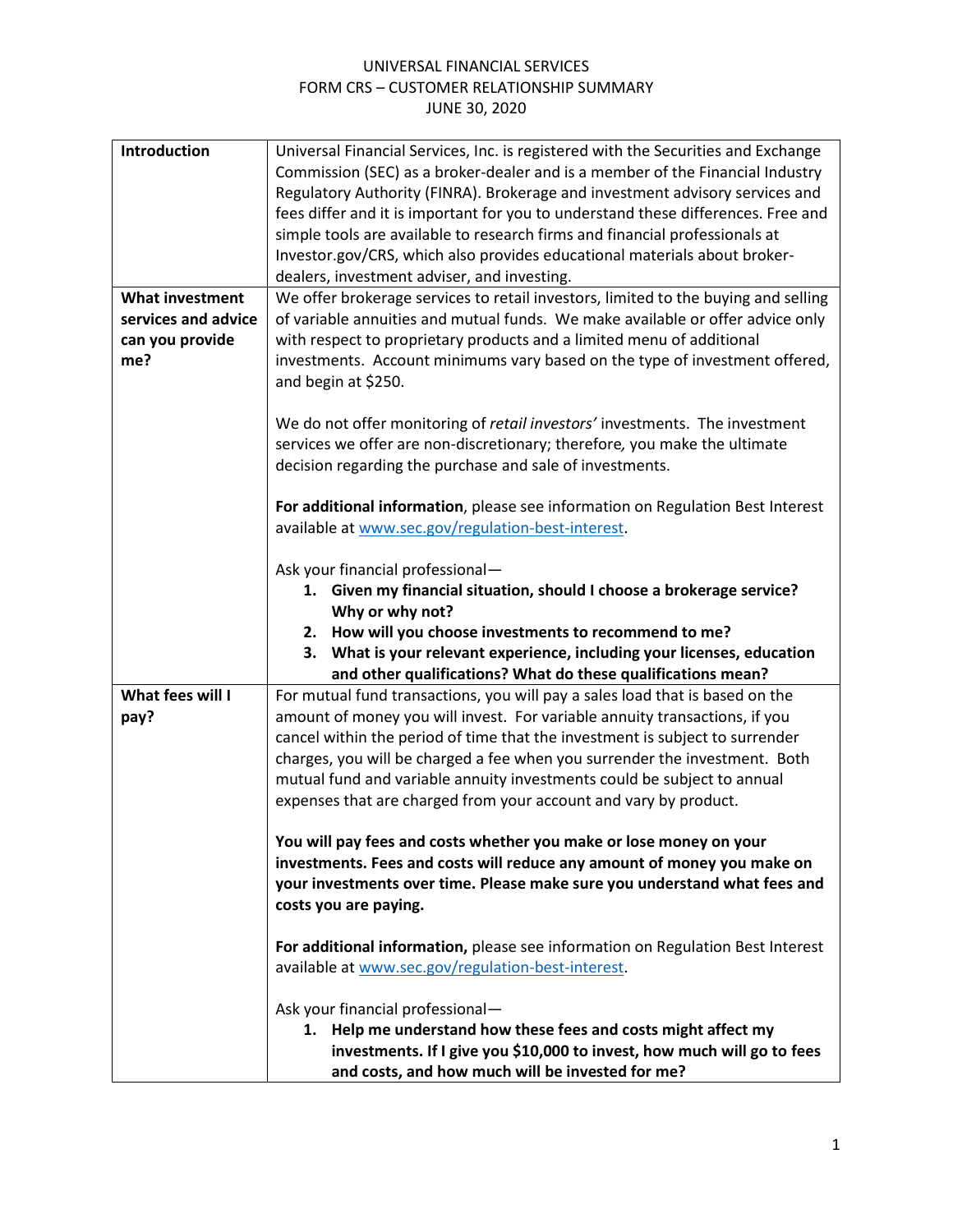UNIVERSAL FINANCIAL SERVICES
FORM CRS – CUSTOMER RELATIONSHIP SUMMARY
JUNE 30, 2020

| | |
|---|---|
| **Introduction** | Universal Financial Services, Inc. is registered with the Securities and Exchange Commission (SEC) as a broker-dealer and is a member of the Financial Industry Regulatory Authority (FINRA). Brokerage and investment advisory services and fees differ and it is important for you to understand these differences. Free and simple tools are available to research firms and financial professionals at Investor.gov/CRS, which also provides educational materials about broker-dealers, investment adviser, and investing. |
| **What investment services and advice can you provide me?** | We offer brokerage services to retail investors, limited to the buying and selling of variable annuities and mutual funds. We make available or offer advice only with respect to proprietary products and a limited menu of additional investments. Account minimums vary based on the type of investment offered, and begin at $250.<br><br>We do not offer monitoring of *retail investors'* investments. The investment services we offer are non-discretionary; therefore, you make the ultimate decision regarding the purchase and sale of investments.<br><br>**For additional information**, please see information on Regulation Best Interest available at www.sec.gov/regulation-best-interest.<br><br>Ask your financial professional—<br>1. **Given my financial situation, should I choose a brokerage service? Why or why not?**<br>2. **How will you choose investments to recommend to me?**<br>3. **What is your relevant experience, including your licenses, education and other qualifications? What do these qualifications mean?** |
| **What fees will I pay?** | For mutual fund transactions, you will pay a sales load that is based on the amount of money you will invest. For variable annuity transactions, if you cancel within the period of time that the investment is subject to surrender charges, you will be charged a fee when you surrender the investment. Both mutual fund and variable annuity investments could be subject to annual expenses that are charged from your account and vary by product.<br><br>**You will pay fees and costs whether you make or lose money on your investments. Fees and costs will reduce any amount of money you make on your investments over time. Please make sure you understand what fees and costs you are paying.**<br><br>**For additional information,** please see information on Regulation Best Interest available at www.sec.gov/regulation-best-interest.<br><br>Ask your financial professional—<br>1. **Help me understand how these fees and costs might affect my investments. If I give you $10,000 to invest, how much will go to fees and costs, and how much will be invested for me?** |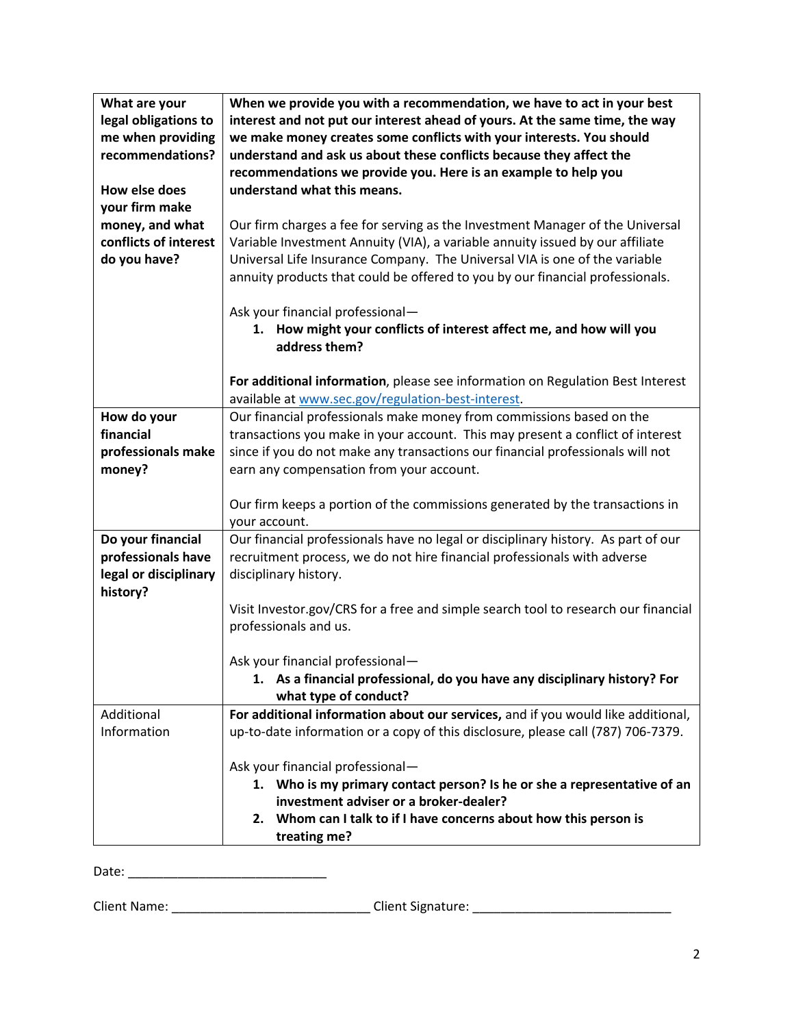| | |
|---|---|
| **What are your legal obligations to me when providing recommendations?**<br><br>**How else does your firm make money, and what conflicts of interest do you have?** | **When we provide you with a recommendation, we have to act in your best interest and not put our interest ahead of yours. At the same time, the way we make money creates some conflicts with your interests. You should understand and ask us about these conflicts because they affect the recommendations we provide you. Here is an example to help you understand what this means.**<br><br>Our firm charges a fee for serving as the Investment Manager of the Universal Variable Investment Annuity (VIA), a variable annuity issued by our affiliate Universal Life Insurance Company. The Universal VIA is one of the variable annuity products that could be offered to you by our financial professionals.<br><br>Ask your financial professional—<br>1. **How might your conflicts of interest affect me, and how will you address them?**<br><br>**For additional information**, please see information on Regulation Best Interest available at www.sec.gov/regulation-best-interest. |
| **How do your financial professionals make money?** | Our financial professionals make money from commissions based on the transactions you make in your account. This may present a conflict of interest since if you do not make any transactions our financial professionals will not earn any compensation from your account.<br><br>Our firm keeps a portion of the commissions generated by the transactions in your account. |
| **Do your financial professionals have legal or disciplinary history?** | Our financial professionals have no legal or disciplinary history. As part of our recruitment process, we do not hire financial professionals with adverse disciplinary history.<br><br>Visit Investor.gov/CRS for a free and simple search tool to research our financial professionals and us.<br><br>Ask your financial professional—<br>1. **As a financial professional, do you have any disciplinary history? For what type of conduct?** |
| Additional Information | **For additional information about our services,** and if you would like additional, up-to-date information or a copy of this disclosure, please call (787) 706-7379.<br><br>Ask your financial professional—<br>1. **Who is my primary contact person? Is he or she a representative of an investment adviser or a broker-dealer?**<br>2. **Whom can I talk to if I have concerns about how this person is treating me?** |

Date: ____________________________

Client Name: ____________________________ Client Signature: ____________________________